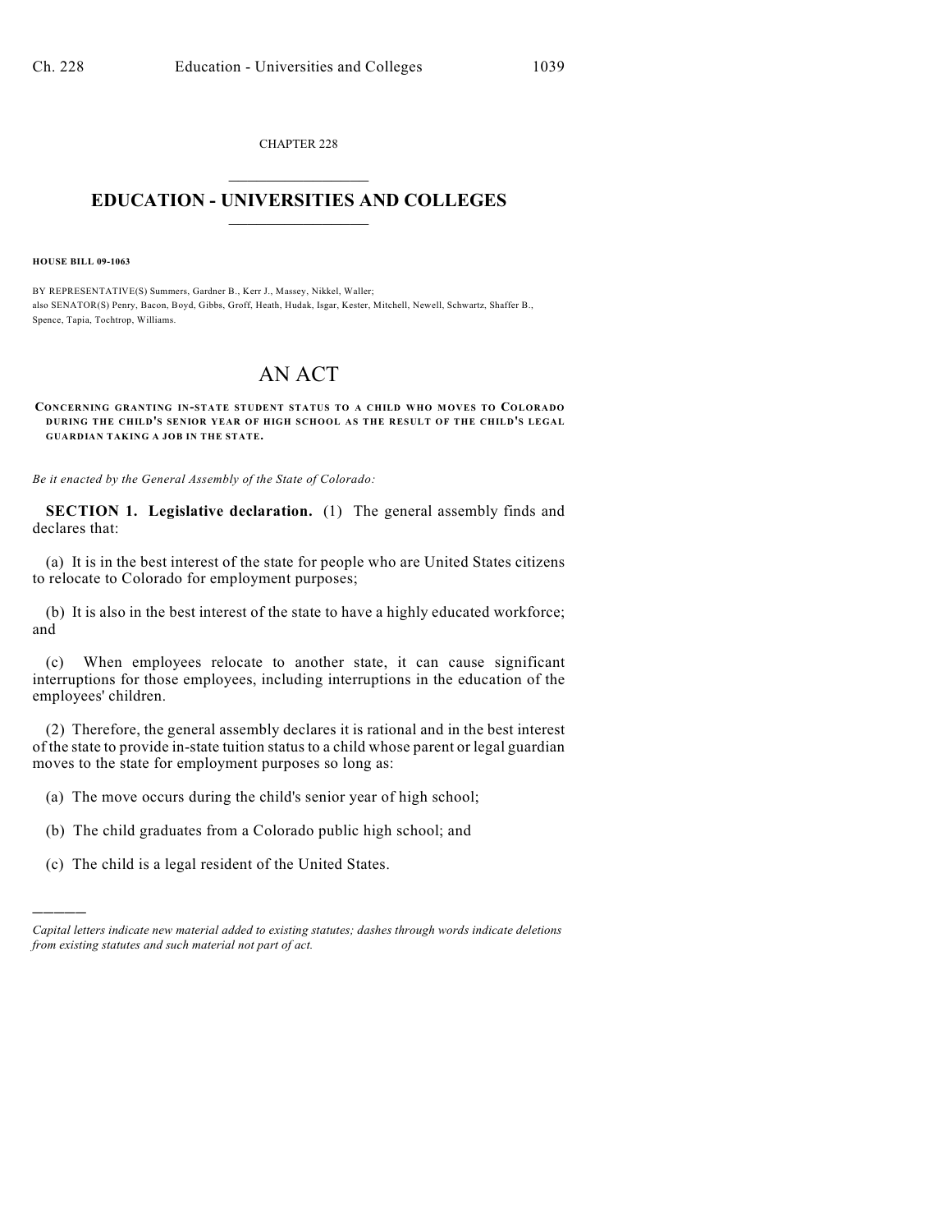CHAPTER 228

# EDUCATION - UNIVERSITIES AND COLLEGES

**HOUSE BILL 09-1063**

BY REPRESENTATIVE(S) Summers, Gardner B., Kerr J., Massey, Nikkel, Waller;
also SENATOR(S) Penry, Bacon, Boyd, Gibbs, Groff, Heath, Hudak, Isgar, Kester, Mitchell, Newell, Schwartz, Shaffer B., Spence, Tapia, Tochtrop, Williams.

# AN ACT

**CONCERNING GRANTING IN-STATE STUDENT STATUS TO A CHILD WHO MOVES TO COLORADO DURING THE CHILD'S SENIOR YEAR OF HIGH SCHOOL AS THE RESULT OF THE CHILD'S LEGAL GUARDIAN TAKING A JOB IN THE STATE.**

*Be it enacted by the General Assembly of the State of Colorado:*

**SECTION 1. Legislative declaration.** (1) The general assembly finds and declares that:

(a) It is in the best interest of the state for people who are United States citizens to relocate to Colorado for employment purposes;

(b) It is also in the best interest of the state to have a highly educated workforce; and

(c) When employees relocate to another state, it can cause significant interruptions for those employees, including interruptions in the education of the employees' children.

(2) Therefore, the general assembly declares it is rational and in the best interest of the state to provide in-state tuition status to a child whose parent or legal guardian moves to the state for employment purposes so long as:

(a) The move occurs during the child's senior year of high school;

(b) The child graduates from a Colorado public high school; and

(c) The child is a legal resident of the United States.

*Capital letters indicate new material added to existing statutes; dashes through words indicate deletions from existing statutes and such material not part of act.*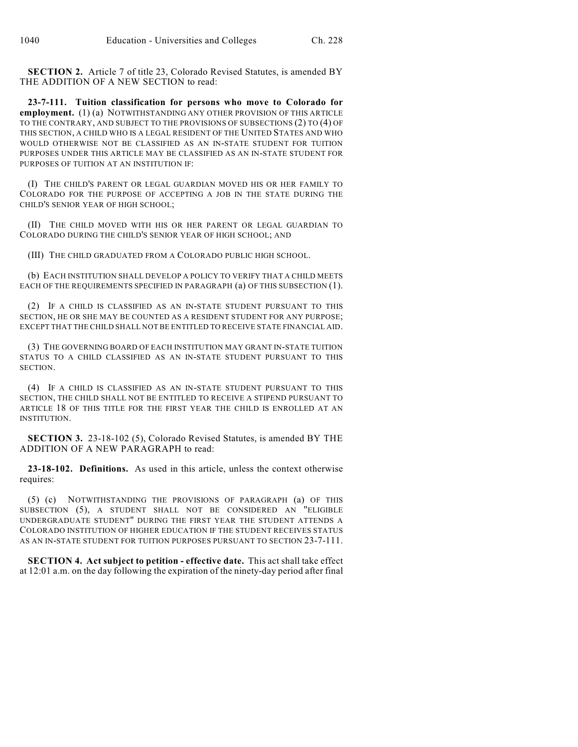**SECTION 2.** Article 7 of title 23, Colorado Revised Statutes, is amended BY THE ADDITION OF A NEW SECTION to read:

**23-7-111. Tuition classification for persons who move to Colorado for employment.** (1) (a) NOTWITHSTANDING ANY OTHER PROVISION OF THIS ARTICLE TO THE CONTRARY, AND SUBJECT TO THE PROVISIONS OF SUBSECTIONS (2) TO (4) OF THIS SECTION, A CHILD WHO IS A LEGAL RESIDENT OF THE UNITED STATES AND WHO WOULD OTHERWISE NOT BE CLASSIFIED AS AN IN-STATE STUDENT FOR TUITION PURPOSES UNDER THIS ARTICLE MAY BE CLASSIFIED AS AN IN-STATE STUDENT FOR PURPOSES OF TUITION AT AN INSTITUTION IF:

(I) THE CHILD'S PARENT OR LEGAL GUARDIAN MOVED HIS OR HER FAMILY TO COLORADO FOR THE PURPOSE OF ACCEPTING A JOB IN THE STATE DURING THE CHILD'S SENIOR YEAR OF HIGH SCHOOL;

(II) THE CHILD MOVED WITH HIS OR HER PARENT OR LEGAL GUARDIAN TO COLORADO DURING THE CHILD'S SENIOR YEAR OF HIGH SCHOOL; AND

(III) THE CHILD GRADUATED FROM A COLORADO PUBLIC HIGH SCHOOL.

(b) EACH INSTITUTION SHALL DEVELOP A POLICY TO VERIFY THAT A CHILD MEETS EACH OF THE REQUIREMENTS SPECIFIED IN PARAGRAPH (a) OF THIS SUBSECTION (1).

(2) IF A CHILD IS CLASSIFIED AS AN IN-STATE STUDENT PURSUANT TO THIS SECTION, HE OR SHE MAY BE COUNTED AS A RESIDENT STUDENT FOR ANY PURPOSE; EXCEPT THAT THE CHILD SHALL NOT BE ENTITLED TO RECEIVE STATE FINANCIAL AID.

(3) THE GOVERNING BOARD OF EACH INSTITUTION MAY GRANT IN-STATE TUITION STATUS TO A CHILD CLASSIFIED AS AN IN-STATE STUDENT PURSUANT TO THIS SECTION.

(4) IF A CHILD IS CLASSIFIED AS AN IN-STATE STUDENT PURSUANT TO THIS SECTION, THE CHILD SHALL NOT BE ENTITLED TO RECEIVE A STIPEND PURSUANT TO ARTICLE 18 OF THIS TITLE FOR THE FIRST YEAR THE CHILD IS ENROLLED AT AN INSTITUTION.

**SECTION 3.** 23-18-102 (5), Colorado Revised Statutes, is amended BY THE ADDITION OF A NEW PARAGRAPH to read:

**23-18-102. Definitions.** As used in this article, unless the context otherwise requires:

(5) (c) NOTWITHSTANDING THE PROVISIONS OF PARAGRAPH (a) OF THIS SUBSECTION (5), A STUDENT SHALL NOT BE CONSIDERED AN "ELIGIBLE UNDERGRADUATE STUDENT" DURING THE FIRST YEAR THE STUDENT ATTENDS A COLORADO INSTITUTION OF HIGHER EDUCATION IF THE STUDENT RECEIVES STATUS AS AN IN-STATE STUDENT FOR TUITION PURPOSES PURSUANT TO SECTION 23-7-111.

**SECTION 4. Act subject to petition - effective date.** This act shall take effect at 12:01 a.m. on the day following the expiration of the ninety-day period after final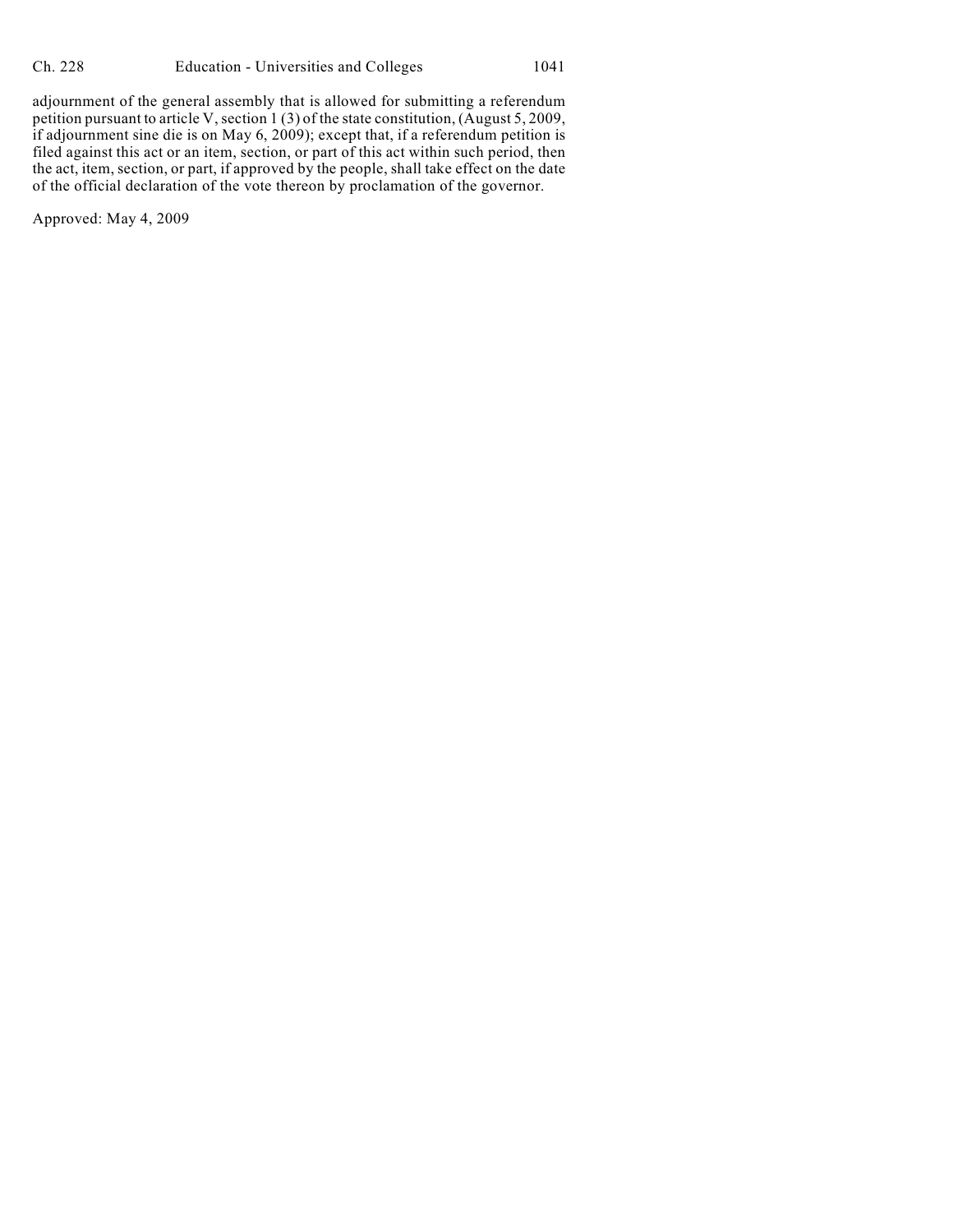adjournment of the general assembly that is allowed for submitting a referendum petition pursuant to article V, section 1 (3) of the state constitution, (August 5, 2009, if adjournment sine die is on May 6, 2009); except that, if a referendum petition is filed against this act or an item, section, or part of this act within such period, then the act, item, section, or part, if approved by the people, shall take effect on the date of the official declaration of the vote thereon by proclamation of the governor.

Approved: May 4, 2009